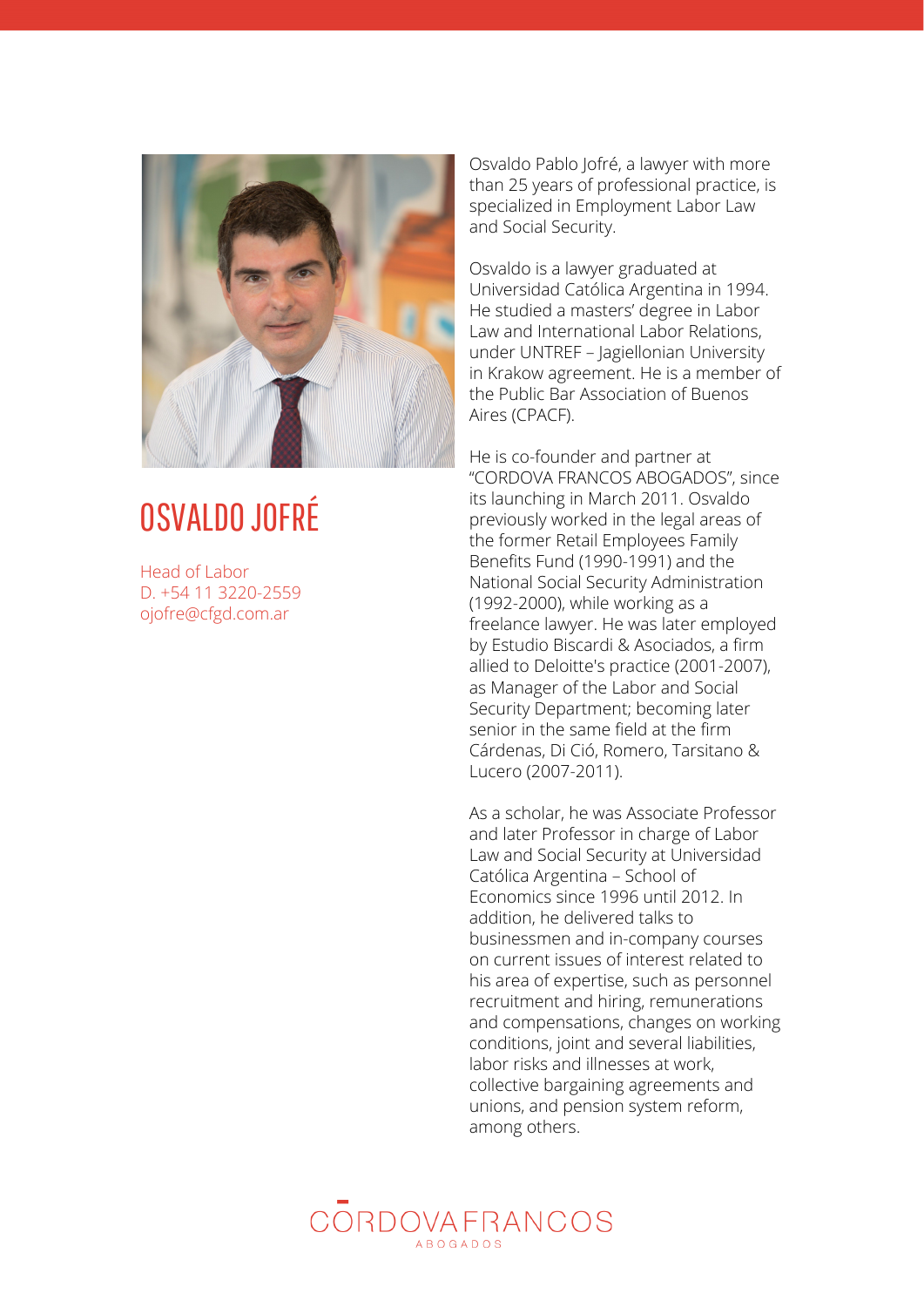# OSVALDO JOFRÉ

Head of Labor
D. +54 11 3220-2559
ojofre@cfgd.com.ar

Osvaldo Pablo Jofré, a lawyer with more than 25 years of professional practice, is specialized in Employment Labor Law and Social Security.

Osvaldo is a lawyer graduated at Universidad Católica Argentina in 1994. He studied a masters' degree in Labor Law and International Labor Relations, under UNTREF – Jagiellonian University in Krakow agreement. He is a member of the Public Bar Association of Buenos Aires (CPACF).

He is co-founder and partner at "CORDOVA FRANCOS ABOGADOS", since its launching in March 2011. Osvaldo previously worked in the legal areas of the former Retail Employees Family Benefits Fund (1990-1991) and the National Social Security Administration (1992-2000), while working as a freelance lawyer. He was later employed by Estudio Biscardi & Asociados, a firm allied to Deloitte's practice (2001-2007), as Manager of the Labor and Social Security Department; becoming later senior in the same field at the firm Cárdenas, Di Ció, Romero, Tarsitano & Lucero (2007-2011).

As a scholar, he was Associate Professor and later Professor in charge of Labor Law and Social Security at Universidad Católica Argentina – School of Economics since 1996 until 2012. In addition, he delivered talks to businessmen and in-company courses on current issues of interest related to his area of expertise, such as personnel recruitment and hiring, remunerations and compensations, changes on working conditions, joint and several liabilities, labor risks and illnesses at work, collective bargaining agreements and unions, and pension system reform, among others.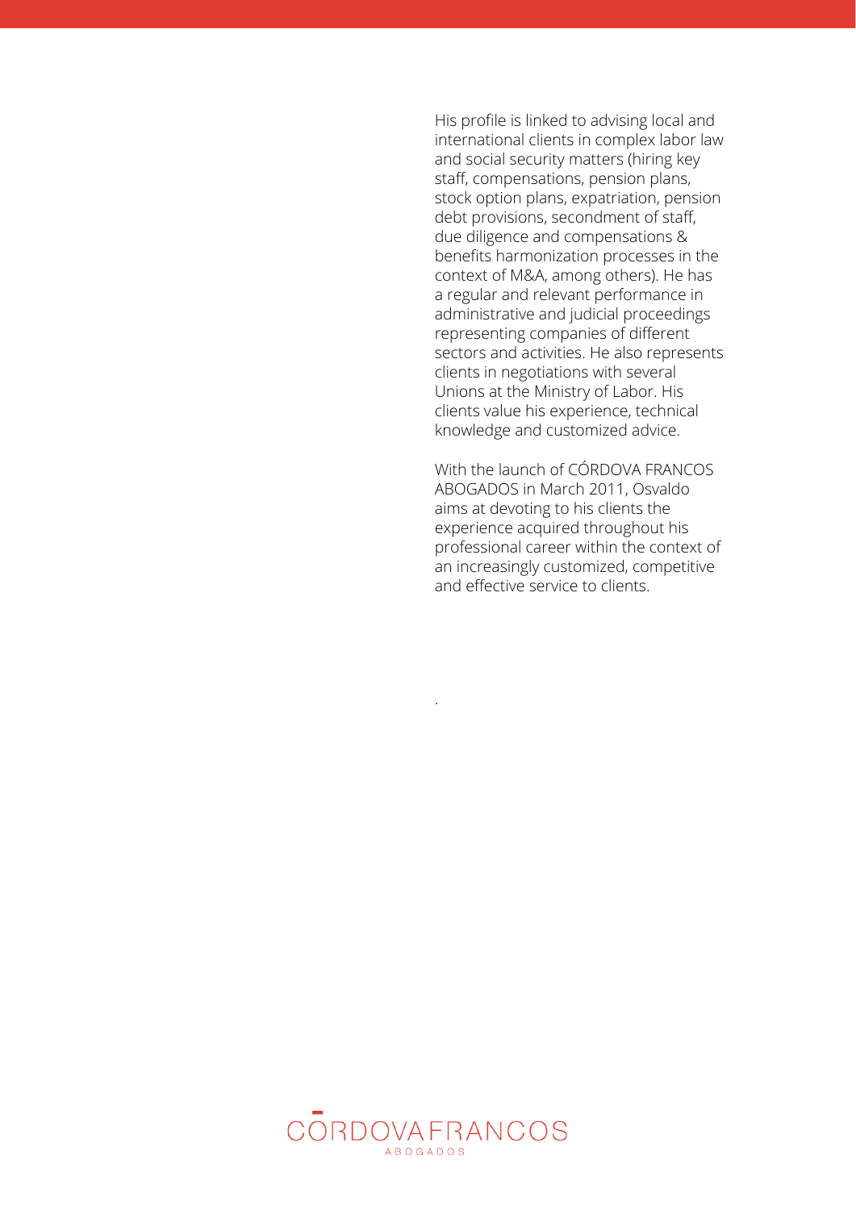His profile is linked to advising local and international clients in complex labor law and social security matters (hiring key staff, compensations, pension plans, stock option plans, expatriation, pension debt provisions, secondment of staff, due diligence and compensations & benefits harmonization processes in the context of M&A, among others). He has a regular and relevant performance in administrative and judicial proceedings representing companies of different sectors and activities. He also represents clients in negotiations with several Unions at the Ministry of Labor. His clients value his experience, technical knowledge and customized advice.

With the launch of CÓRDOVA FRANCOS ABOGADOS in March 2011, Osvaldo aims at devoting to his clients the experience acquired throughout his professional career within the context of an increasingly customized, competitive and effective service to clients.

.